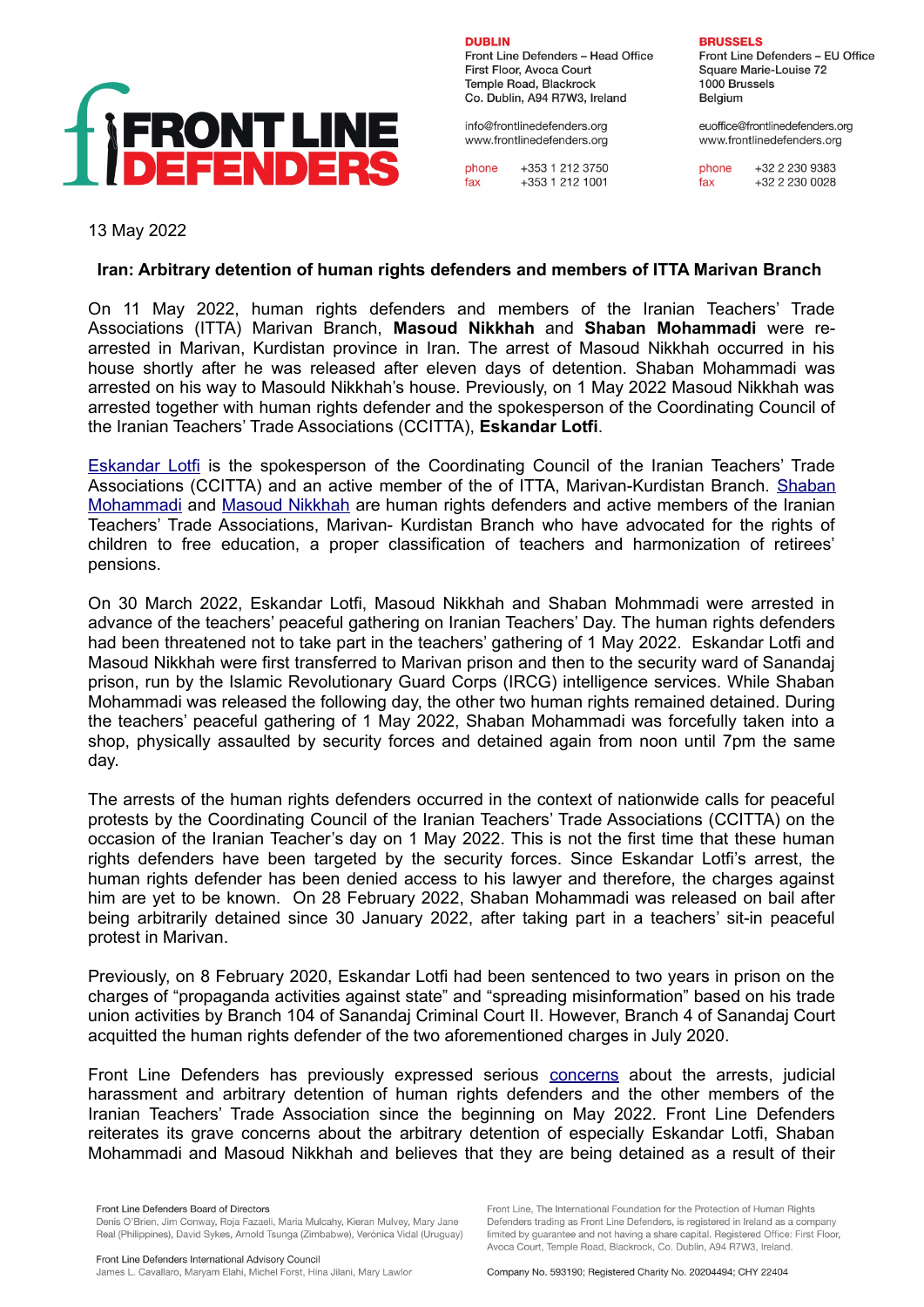**DUBLIN**
Front Line Defenders – Head Office
First Floor, Avoca Court
Temple Road, Blackrock
Co. Dublin, A94 R7W3, Ireland

info@frontlinedefenders.org
www.frontlinedefenders.org

phone +353 1 212 3750
fax +353 1 212 1001

**BRUSSELS**
Front Line Defenders – EU Office
Square Marie-Louise 72
1000 Brussels
Belgium

euoffice@frontlinedefenders.org
www.frontlinedefenders.org

phone +32 2 230 9383
fax +32 2 230 0028

13 May 2022

**Iran: Arbitrary detention of human rights defenders and members of ITTA Marivan Branch**

On 11 May 2022, human rights defenders and members of the Iranian Teachers' Trade Associations (ITTA) Marivan Branch, **Masoud Nikkhah** and **Shaban Mohammadi** were re-arrested in Marivan, Kurdistan province in Iran. The arrest of Masoud Nikkhah occurred in his house shortly after he was released after eleven days of detention. Shaban Mohammadi was arrested on his way to Masould Nikkhah's house. Previously, on 1 May 2022 Masoud Nikkhah was arrested together with human rights defender and the spokesperson of the Coordinating Council of the Iranian Teachers' Trade Associations (CCITTA), **Eskandar Lotfi**.

Eskandar Lotfi is the spokesperson of the Coordinating Council of the Iranian Teachers' Trade Associations (CCITTA) and an active member of the of ITTA, Marivan-Kurdistan Branch. Shaban Mohammadi and Masoud Nikkhah are human rights defenders and active members of the Iranian Teachers' Trade Associations, Marivan- Kurdistan Branch who have advocated for the rights of children to free education, a proper classification of teachers and harmonization of retirees' pensions.

On 30 March 2022, Eskandar Lotfi, Masoud Nikkhah and Shaban Mohmmadi were arrested in advance of the teachers' peaceful gathering on Iranian Teachers' Day. The human rights defenders had been threatened not to take part in the teachers' gathering of 1 May 2022. Eskandar Lotfi and Masoud Nikkhah were first transferred to Marivan prison and then to the security ward of Sanandaj prison, run by the Islamic Revolutionary Guard Corps (IRCG) intelligence services. While Shaban Mohammadi was released the following day, the other two human rights remained detained. During the teachers' peaceful gathering of 1 May 2022, Shaban Mohammadi was forcefully taken into a shop, physically assaulted by security forces and detained again from noon until 7pm the same day.

The arrests of the human rights defenders occurred in the context of nationwide calls for peaceful protests by the Coordinating Council of the Iranian Teachers' Trade Associations (CCITTA) on the occasion of the Iranian Teacher's day on 1 May 2022. This is not the first time that these human rights defenders have been targeted by the security forces. Since Eskandar Lotfi's arrest, the human rights defender has been denied access to his lawyer and therefore, the charges against him are yet to be known. On 28 February 2022, Shaban Mohammadi was released on bail after being arbitrarily detained since 30 January 2022, after taking part in a teachers' sit-in peaceful protest in Marivan.

Previously, on 8 February 2020, Eskandar Lotfi had been sentenced to two years in prison on the charges of "propaganda activities against state" and "spreading misinformation" based on his trade union activities by Branch 104 of Sanandaj Criminal Court II. However, Branch 4 of Sanandaj Court acquitted the human rights defender of the two aforementioned charges in July 2020.

Front Line Defenders has previously expressed serious concerns about the arrests, judicial harassment and arbitrary detention of human rights defenders and the other members of the Iranian Teachers' Trade Association since the beginning on May 2022. Front Line Defenders reiterates its grave concerns about the arbitrary detention of especially Eskandar Lotfi, Shaban Mohammadi and Masoud Nikkhah and believes that they are being detained as a result of their

Front Line Defenders Board of Directors
Denis O'Brien, Jim Conway, Roja Fazaeli, Maria Mulcahy, Kieran Mulvey, Mary Jane Real (Philippines), David Sykes, Arnold Tsunga (Zimbabwe), Verónica Vidal (Uruguay)

Front Line Defenders International Advisory Council
James L. Cavallaro, Maryam Elahi, Michel Forst, Hina Jilani, Mary Lawlor

Front Line, The International Foundation for the Protection of Human Rights Defenders trading as Front Line Defenders, is registered in Ireland as a company limited by guarantee and not having a share capital. Registered Office: First Floor, Avoca Court, Temple Road, Blackrock, Co. Dublin, A94 R7W3, Ireland.

Company No. 593190; Registered Charity No. 20204494; CHY 22404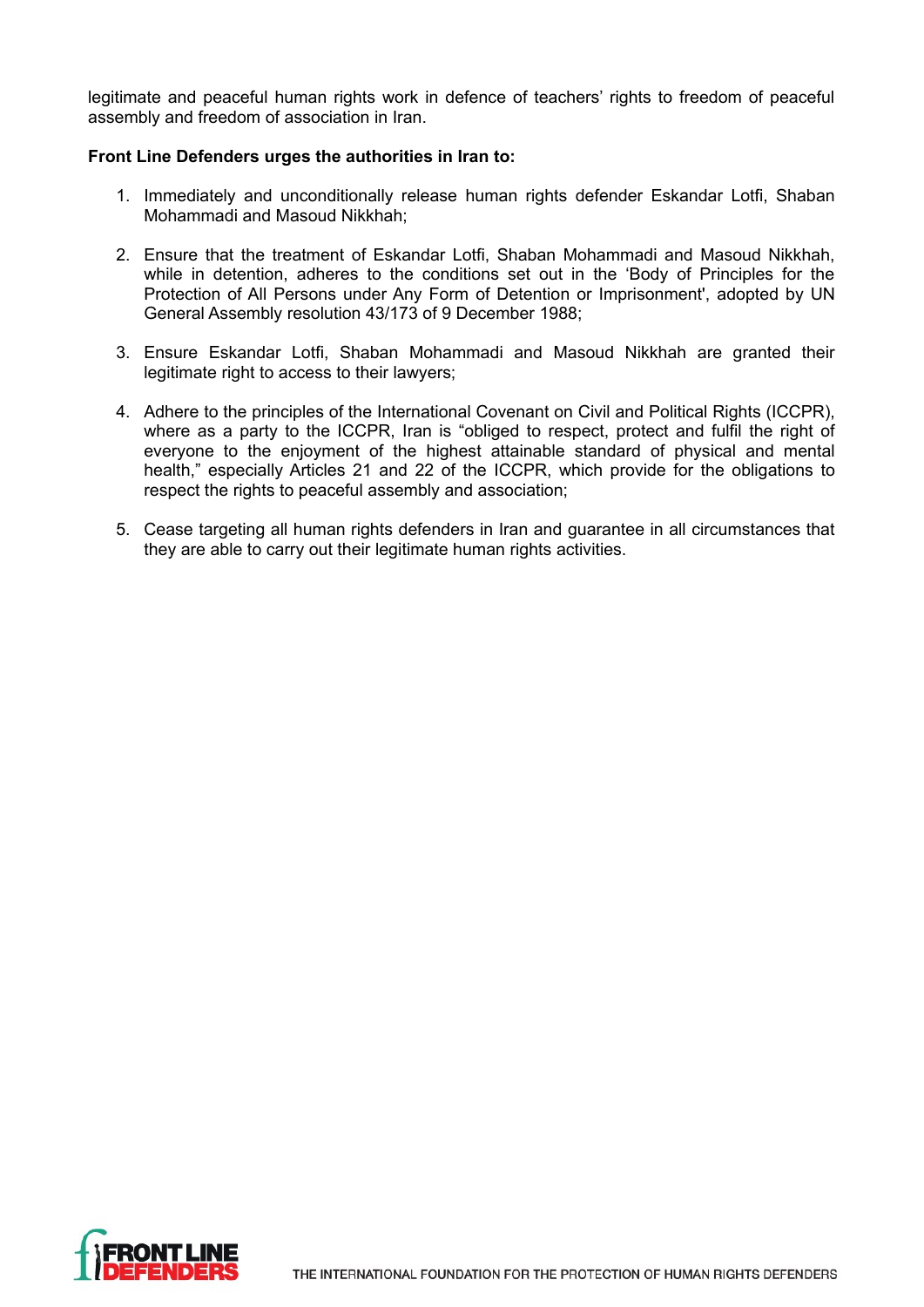legitimate and peaceful human rights work in defence of teachers' rights to freedom of peaceful assembly and freedom of association in Iran.

**Front Line Defenders urges the authorities in Iran to:**

1. Immediately and unconditionally release human rights defender Eskandar Lotfi, Shaban Mohammadi and Masoud Nikkhah;

2. Ensure that the treatment of Eskandar Lotfi, Shaban Mohammadi and Masoud Nikkhah, while in detention, adheres to the conditions set out in the 'Body of Principles for the Protection of All Persons under Any Form of Detention or Imprisonment', adopted by UN General Assembly resolution 43/173 of 9 December 1988;

3. Ensure Eskandar Lotfi, Shaban Mohammadi and Masoud Nikkhah are granted their legitimate right to access to their lawyers;

4. Adhere to the principles of the International Covenant on Civil and Political Rights (ICCPR), where as a party to the ICCPR, Iran is "obliged to respect, protect and fulfil the right of everyone to the enjoyment of the highest attainable standard of physical and mental health," especially Articles 21 and 22 of the ICCPR, which provide for the obligations to respect the rights to peaceful assembly and association;

5. Cease targeting all human rights defenders in Iran and guarantee in all circumstances that they are able to carry out their legitimate human rights activities.